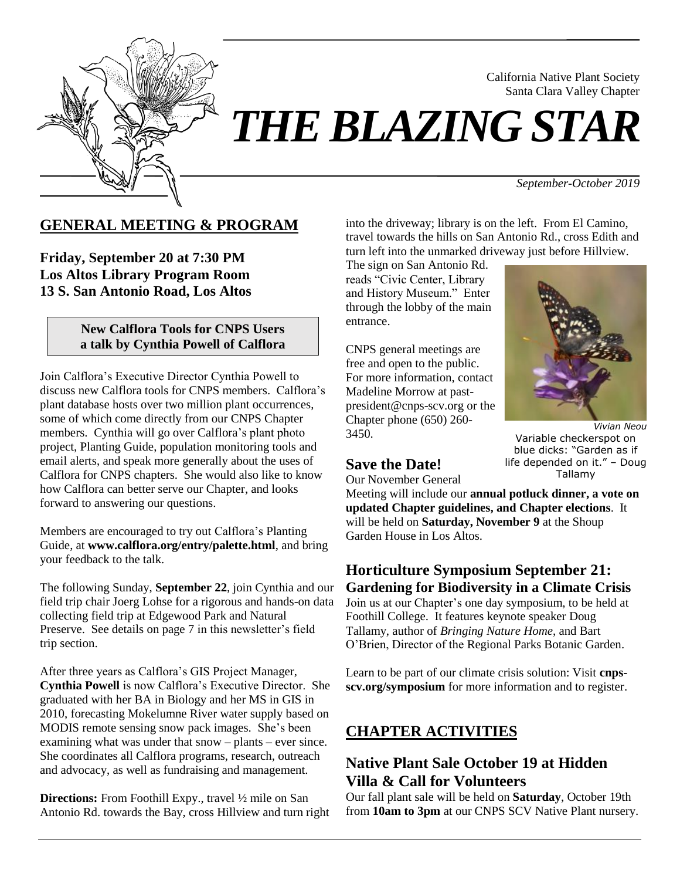California Native Plant Society
Santa Clara Valley Chapter

# *THE BLAZING STAR*

*September-October 2019*

## GENERAL MEETING & PROGRAM

**Friday, September 20 at 7:30 PM**
**Los Altos Library Program Room**
**13 S. San Antonio Road, Los Altos**

**New Calflora Tools for CNPS Users**
**a talk by Cynthia Powell of Calflora**

Join Calflora's Executive Director Cynthia Powell to discuss new Calflora tools for CNPS members. Calflora's plant database hosts over two million plant occurrences, some of which come directly from our CNPS Chapter members. Cynthia will go over Calflora's plant photo project, Planting Guide, population monitoring tools and email alerts, and speak more generally about the uses of Calflora for CNPS chapters. She would also like to know how Calflora can better serve our Chapter, and looks forward to answering our questions.

Members are encouraged to try out Calflora's Planting Guide, at **www.calflora.org/entry/palette.html**, and bring your feedback to the talk.

The following Sunday, **September 22**, join Cynthia and our field trip chair Joerg Lohse for a rigorous and hands-on data collecting field trip at Edgewood Park and Natural Preserve. See details on page 7 in this newsletter's field trip section.

After three years as Calflora's GIS Project Manager, **Cynthia Powell** is now Calflora's Executive Director. She graduated with her BA in Biology and her MS in GIS in 2010, forecasting Mokelumne River water supply based on MODIS remote sensing snow pack images. She's been examining what was under that snow – plants – ever since. She coordinates all Calflora programs, research, outreach and advocacy, as well as fundraising and management.

**Directions:** From Foothill Expy., travel ½ mile on San Antonio Rd. towards the Bay, cross Hillview and turn right into the driveway; library is on the left. From El Camino, travel towards the hills on San Antonio Rd., cross Edith and turn left into the unmarked driveway just before Hillview. The sign on San Antonio Rd. reads "Civic Center, Library and History Museum." Enter through the lobby of the main entrance.

CNPS general meetings are free and open to the public. For more information, contact Madeline Morrow at past-president@cnps-scv.org or the Chapter phone (650) 260-3450.

*Vivian Neou*
Variable checkerspot on blue dicks: "Garden as if life depended on it." – Doug Tallamy

### Save the Date!

Our November General Meeting will include our **annual potluck dinner, a vote on updated Chapter guidelines, and Chapter elections**. It will be held on **Saturday, November 9** at the Shoup Garden House in Los Altos.

### Horticulture Symposium September 21: Gardening for Biodiversity in a Climate Crisis

Join us at our Chapter's one day symposium, to be held at Foothill College. It features keynote speaker Doug Tallamy, author of *Bringing Nature Home*, and Bart O'Brien, Director of the Regional Parks Botanic Garden.

Learn to be part of our climate crisis solution: Visit **cnps-scv.org/symposium** for more information and to register.

## CHAPTER ACTIVITIES

### Native Plant Sale October 19 at Hidden Villa & Call for Volunteers

Our fall plant sale will be held on **Saturday**, October 19th from **10am to 3pm** at our CNPS SCV Native Plant nursery.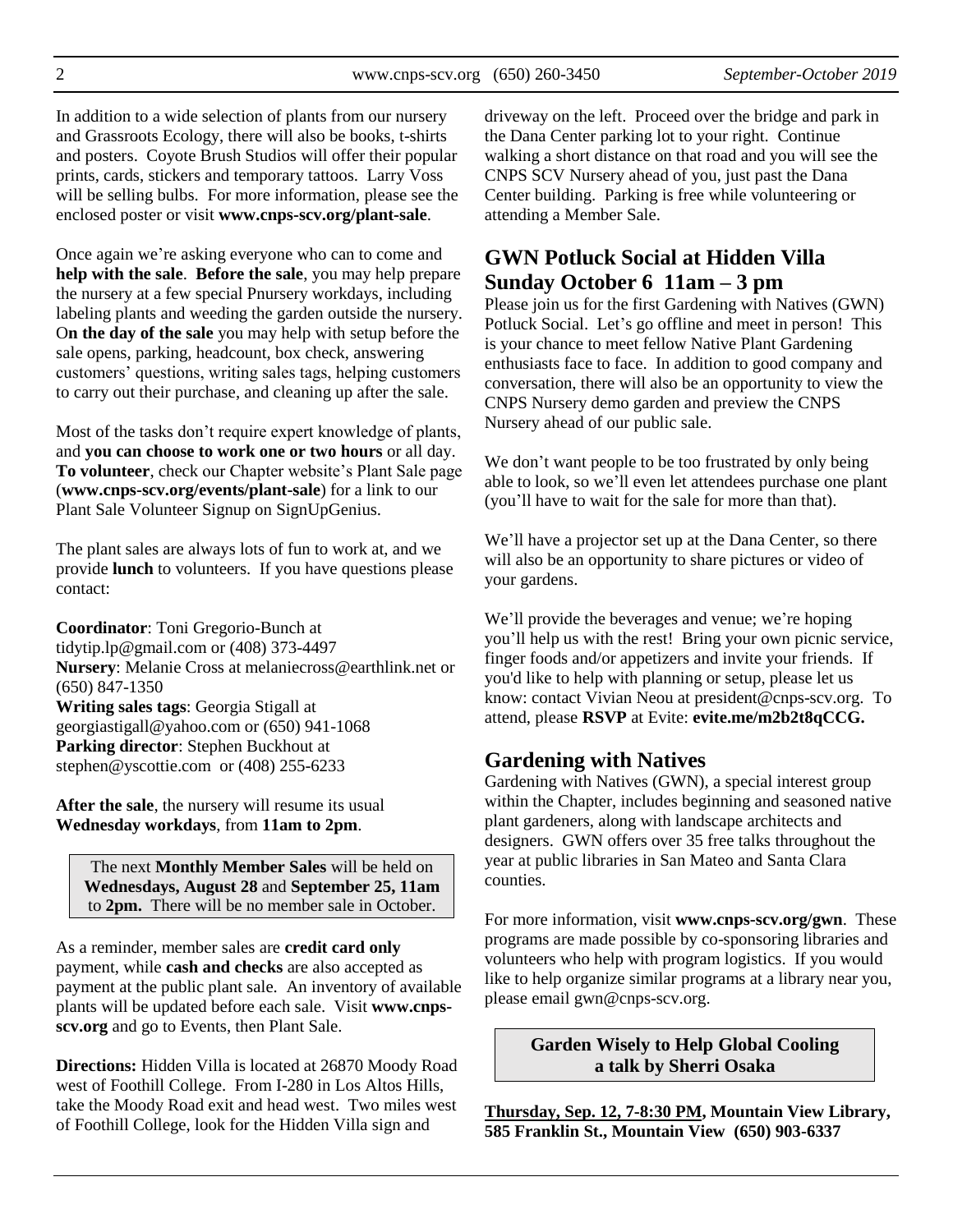In addition to a wide selection of plants from our nursery and Grassroots Ecology, there will also be books, t-shirts and posters. Coyote Brush Studios will offer their popular prints, cards, stickers and temporary tattoos. Larry Voss will be selling bulbs. For more information, please see the enclosed poster or visit **www.cnps-scv.org/plant-sale**.

Once again we're asking everyone who can to come and **help with the sale**. **Before the sale**, you may help prepare the nursery at a few special Pnursery workdays, including labeling plants and weeding the garden outside the nursery. O**n the day of the sale** you may help with setup before the sale opens, parking, headcount, box check, answering customers' questions, writing sales tags, helping customers to carry out their purchase, and cleaning up after the sale.

Most of the tasks don't require expert knowledge of plants, and **you can choose to work one or two hours** or all day. **To volunteer**, check our Chapter website's Plant Sale page (**www.cnps-scv.org/events/plant-sale**) for a link to our Plant Sale Volunteer Signup on SignUpGenius.

The plant sales are always lots of fun to work at, and we provide **lunch** to volunteers. If you have questions please contact:

**Coordinator**: Toni Gregorio-Bunch at tidytip.lp@gmail.com or (408) 373-4497
**Nursery**: Melanie Cross at melaniecross@earthlink.net or (650) 847-1350
**Writing sales tags**: Georgia Stigall at georgiastigall@yahoo.com or (650) 941-1068
**Parking director**: Stephen Buckhout at stephen@yscottie.com or (408) 255-6233

**After the sale**, the nursery will resume its usual **Wednesday workdays**, from **11am to 2pm**.

The next **Monthly Member Sales** will be held on **Wednesdays, August 28** and **September 25, 11am** to **2pm.** There will be no member sale in October.

As a reminder, member sales are **credit card only** payment, while **cash and checks** are also accepted as payment at the public plant sale. An inventory of available plants will be updated before each sale. Visit **www.cnps-scv.org** and go to Events, then Plant Sale.

**Directions:** Hidden Villa is located at 26870 Moody Road west of Foothill College. From I-280 in Los Altos Hills, take the Moody Road exit and head west. Two miles west of Foothill College, look for the Hidden Villa sign and driveway on the left. Proceed over the bridge and park in the Dana Center parking lot to your right. Continue walking a short distance on that road and you will see the CNPS SCV Nursery ahead of you, just past the Dana Center building. Parking is free while volunteering or attending a Member Sale.

## GWN Potluck Social at Hidden Villa Sunday October 6 11am – 3 pm

Please join us for the first Gardening with Natives (GWN) Potluck Social. Let's go offline and meet in person! This is your chance to meet fellow Native Plant Gardening enthusiasts face to face. In addition to good company and conversation, there will also be an opportunity to view the CNPS Nursery demo garden and preview the CNPS Nursery ahead of our public sale.

We don't want people to be too frustrated by only being able to look, so we'll even let attendees purchase one plant (you'll have to wait for the sale for more than that).

We'll have a projector set up at the Dana Center, so there will also be an opportunity to share pictures or video of your gardens.

We'll provide the beverages and venue; we're hoping you'll help us with the rest! Bring your own picnic service, finger foods and/or appetizers and invite your friends. If you'd like to help with planning or setup, please let us know: contact Vivian Neou at president@cnps-scv.org. To attend, please **RSVP** at Evite: **evite.me/m2b2t8qCCG.**

## Gardening with Natives

Gardening with Natives (GWN), a special interest group within the Chapter, includes beginning and seasoned native plant gardeners, along with landscape architects and designers. GWN offers over 35 free talks throughout the year at public libraries in San Mateo and Santa Clara counties.

For more information, visit **www.cnps-scv.org/gwn**. These programs are made possible by co-sponsoring libraries and volunteers who help with program logistics. If you would like to help organize similar programs at a library near you, please email gwn@cnps-scv.org.

**Garden Wisely to Help Global Cooling**
**a talk by Sherri Osaka**

**Thursday, Sep. 12, 7-8:30 PM, Mountain View Library, 585 Franklin St., Mountain View (650) 903-6337**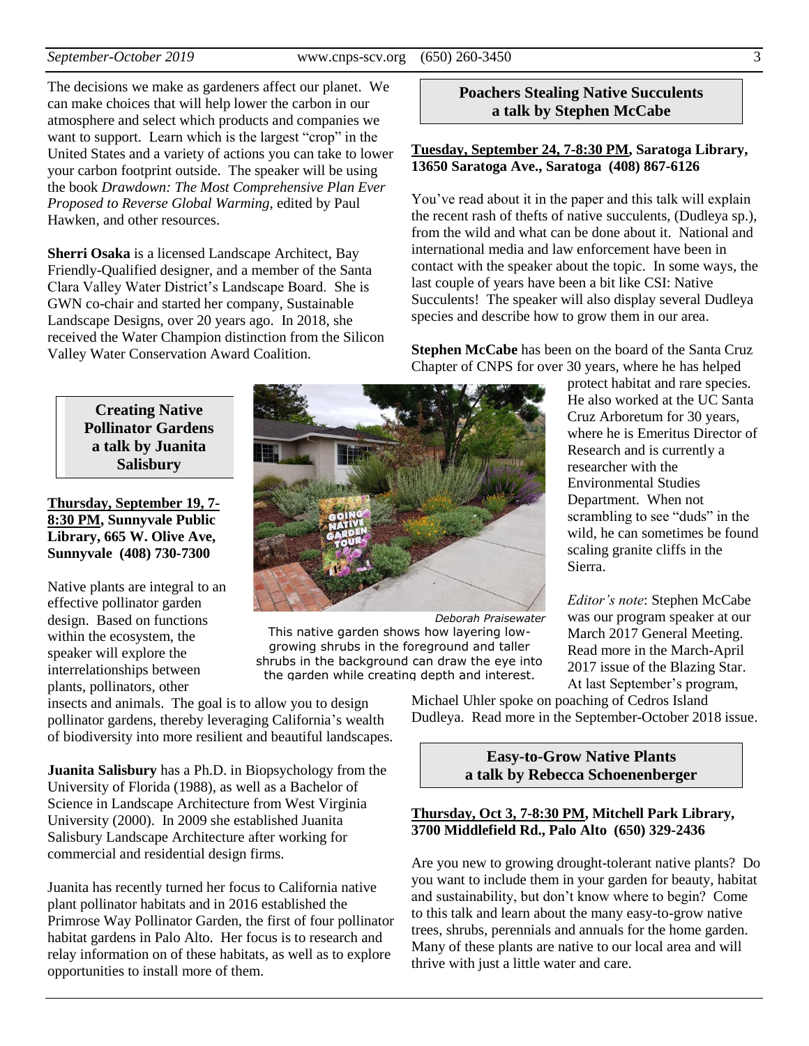The decisions we make as gardeners affect our planet. We can make choices that will help lower the carbon in our atmosphere and select which products and companies we want to support. Learn which is the largest "crop" in the United States and a variety of actions you can take to lower your carbon footprint outside. The speaker will be using the book *Drawdown: The Most Comprehensive Plan Ever Proposed to Reverse Global Warming*, edited by Paul Hawken, and other resources.

**Sherri Osaka** is a licensed Landscape Architect, Bay Friendly-Qualified designer, and a member of the Santa Clara Valley Water District's Landscape Board. She is GWN co-chair and started her company, Sustainable Landscape Designs, over 20 years ago. In 2018, she received the Water Champion distinction from the Silicon Valley Water Conservation Award Coalition.

## Creating Native Pollinator Gardens a talk by Juanita Salisbury

**Thursday, September 19, 7-8:30 PM, Sunnyvale Public Library, 665 W. Olive Ave, Sunnyvale (408) 730-7300**

Native plants are integral to an effective pollinator garden design. Based on functions within the ecosystem, the speaker will explore the interrelationships between plants, pollinators, other insects and animals. The goal is to allow you to design pollinator gardens, thereby leveraging California's wealth of biodiversity into more resilient and beautiful landscapes.

*Deborah Praisewater*

This native garden shows how layering low-growing shrubs in the foreground and taller shrubs in the background can draw the eye into the garden while creating depth and interest.

**Juanita Salisbury** has a Ph.D. in Biopsychology from the University of Florida (1988), as well as a Bachelor of Science in Landscape Architecture from West Virginia University (2000). In 2009 she established Juanita Salisbury Landscape Architecture after working for commercial and residential design firms.

Juanita has recently turned her focus to California native plant pollinator habitats and in 2016 established the Primrose Way Pollinator Garden, the first of four pollinator habitat gardens in Palo Alto. Her focus is to research and relay information on of these habitats, as well as to explore opportunities to install more of them.

## Poachers Stealing Native Succulents a talk by Stephen McCabe

**Tuesday, September 24, 7-8:30 PM, Saratoga Library, 13650 Saratoga Ave., Saratoga (408) 867-6126**

You've read about it in the paper and this talk will explain the recent rash of thefts of native succulents, (Dudleya sp.), from the wild and what can be done about it. National and international media and law enforcement have been in contact with the speaker about the topic. In some ways, the last couple of years have been a bit like CSI: Native Succulents! The speaker will also display several Dudleya species and describe how to grow them in our area.

**Stephen McCabe** has been on the board of the Santa Cruz Chapter of CNPS for over 30 years, where he has helped protect habitat and rare species. He also worked at the UC Santa Cruz Arboretum for 30 years, where he is Emeritus Director of Research and is currently a researcher with the Environmental Studies Department. When not scrambling to see "duds" in the wild, he can sometimes be found scaling granite cliffs in the Sierra.

*Editor's note*: Stephen McCabe was our program speaker at our March 2017 General Meeting. Read more in the March-April 2017 issue of the Blazing Star. At last September's program, Michael Uhler spoke on poaching of Cedros Island Dudleya. Read more in the September-October 2018 issue.

## Easy-to-Grow Native Plants a talk by Rebecca Schoenenberger

**Thursday, Oct 3, 7-8:30 PM, Mitchell Park Library, 3700 Middlefield Rd., Palo Alto (650) 329-2436**

Are you new to growing drought-tolerant native plants? Do you want to include them in your garden for beauty, habitat and sustainability, but don't know where to begin? Come to this talk and learn about the many easy-to-grow native trees, shrubs, perennials and annuals for the home garden. Many of these plants are native to our local area and will thrive with just a little water and care.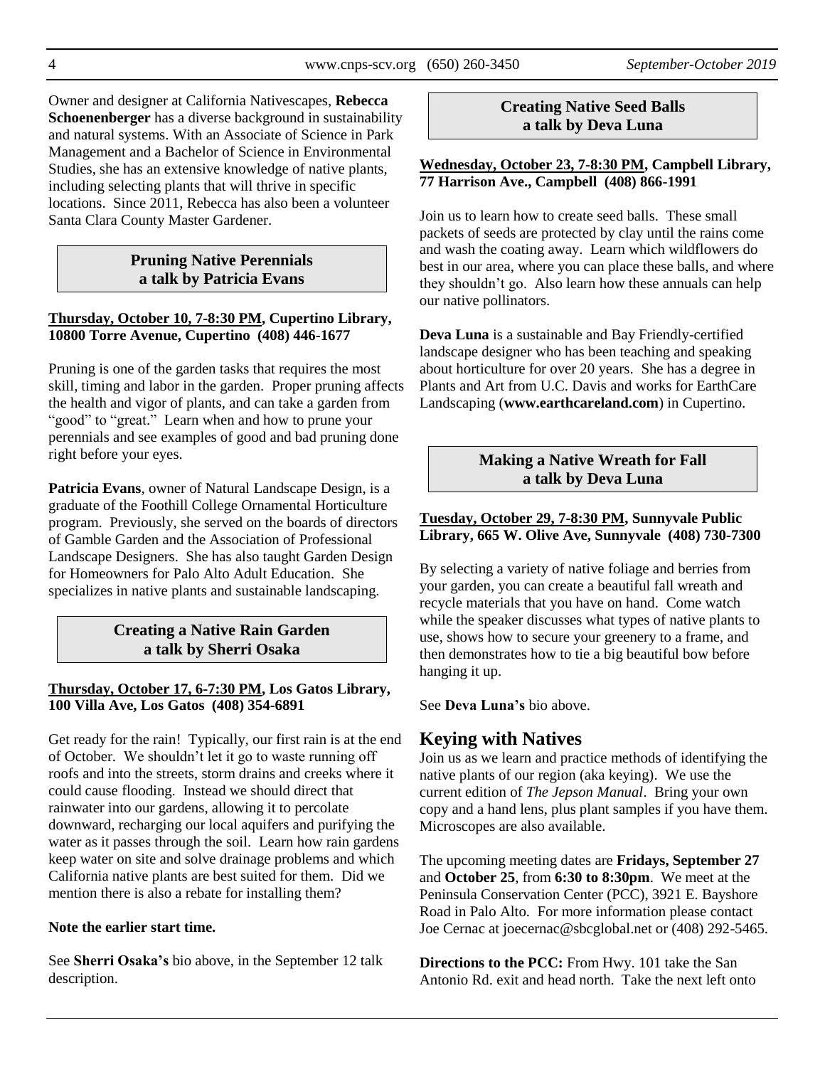Owner and designer at California Nativescapes, **Rebecca Schoenenberger** has a diverse background in sustainability and natural systems. With an Associate of Science in Park Management and a Bachelor of Science in Environmental Studies, she has an extensive knowledge of native plants, including selecting plants that will thrive in specific locations. Since 2011, Rebecca has also been a volunteer Santa Clara County Master Gardener.

### Pruning Native Perennials a talk by Patricia Evans

**Thursday, October 10, 7-8:30 PM, Cupertino Library, 10800 Torre Avenue, Cupertino (408) 446-1677**

Pruning is one of the garden tasks that requires the most skill, timing and labor in the garden. Proper pruning affects the health and vigor of plants, and can take a garden from "good" to "great." Learn when and how to prune your perennials and see examples of good and bad pruning done right before your eyes.

**Patricia Evans**, owner of Natural Landscape Design, is a graduate of the Foothill College Ornamental Horticulture program. Previously, she served on the boards of directors of Gamble Garden and the Association of Professional Landscape Designers. She has also taught Garden Design for Homeowners for Palo Alto Adult Education. She specializes in native plants and sustainable landscaping.

### Creating a Native Rain Garden a talk by Sherri Osaka

**Thursday, October 17, 6-7:30 PM, Los Gatos Library, 100 Villa Ave, Los Gatos (408) 354-6891**

Get ready for the rain! Typically, our first rain is at the end of October. We shouldn't let it go to waste running off roofs and into the streets, storm drains and creeks where it could cause flooding. Instead we should direct that rainwater into our gardens, allowing it to percolate downward, recharging our local aquifers and purifying the water as it passes through the soil. Learn how rain gardens keep water on site and solve drainage problems and which California native plants are best suited for them. Did we mention there is also a rebate for installing them?

**Note the earlier start time.**

See **Sherri Osaka's** bio above, in the September 12 talk description.

### Creating Native Seed Balls a talk by Deva Luna

**Wednesday, October 23, 7-8:30 PM, Campbell Library, 77 Harrison Ave., Campbell (408) 866-1991**

Join us to learn how to create seed balls. These small packets of seeds are protected by clay until the rains come and wash the coating away. Learn which wildflowers do best in our area, where you can place these balls, and where they shouldn't go. Also learn how these annuals can help our native pollinators.

**Deva Luna** is a sustainable and Bay Friendly-certified landscape designer who has been teaching and speaking about horticulture for over 20 years. She has a degree in Plants and Art from U.C. Davis and works for EarthCare Landscaping (**www.earthcareland.com**) in Cupertino.

### Making a Native Wreath for Fall a talk by Deva Luna

**Tuesday, October 29, 7-8:30 PM, Sunnyvale Public Library, 665 W. Olive Ave, Sunnyvale (408) 730-7300**

By selecting a variety of native foliage and berries from your garden, you can create a beautiful fall wreath and recycle materials that you have on hand. Come watch while the speaker discusses what types of native plants to use, shows how to secure your greenery to a frame, and then demonstrates how to tie a big beautiful bow before hanging it up.

See **Deva Luna's** bio above.

## Keying with Natives

Join us as we learn and practice methods of identifying the native plants of our region (aka keying). We use the current edition of *The Jepson Manual*. Bring your own copy and a hand lens, plus plant samples if you have them. Microscopes are also available.

The upcoming meeting dates are **Fridays, September 27** and **October 25**, from **6:30 to 8:30pm**. We meet at the Peninsula Conservation Center (PCC), 3921 E. Bayshore Road in Palo Alto. For more information please contact Joe Cernac at joecernac@sbcglobal.net or (408) 292-5465.

**Directions to the PCC:** From Hwy. 101 take the San Antonio Rd. exit and head north. Take the next left onto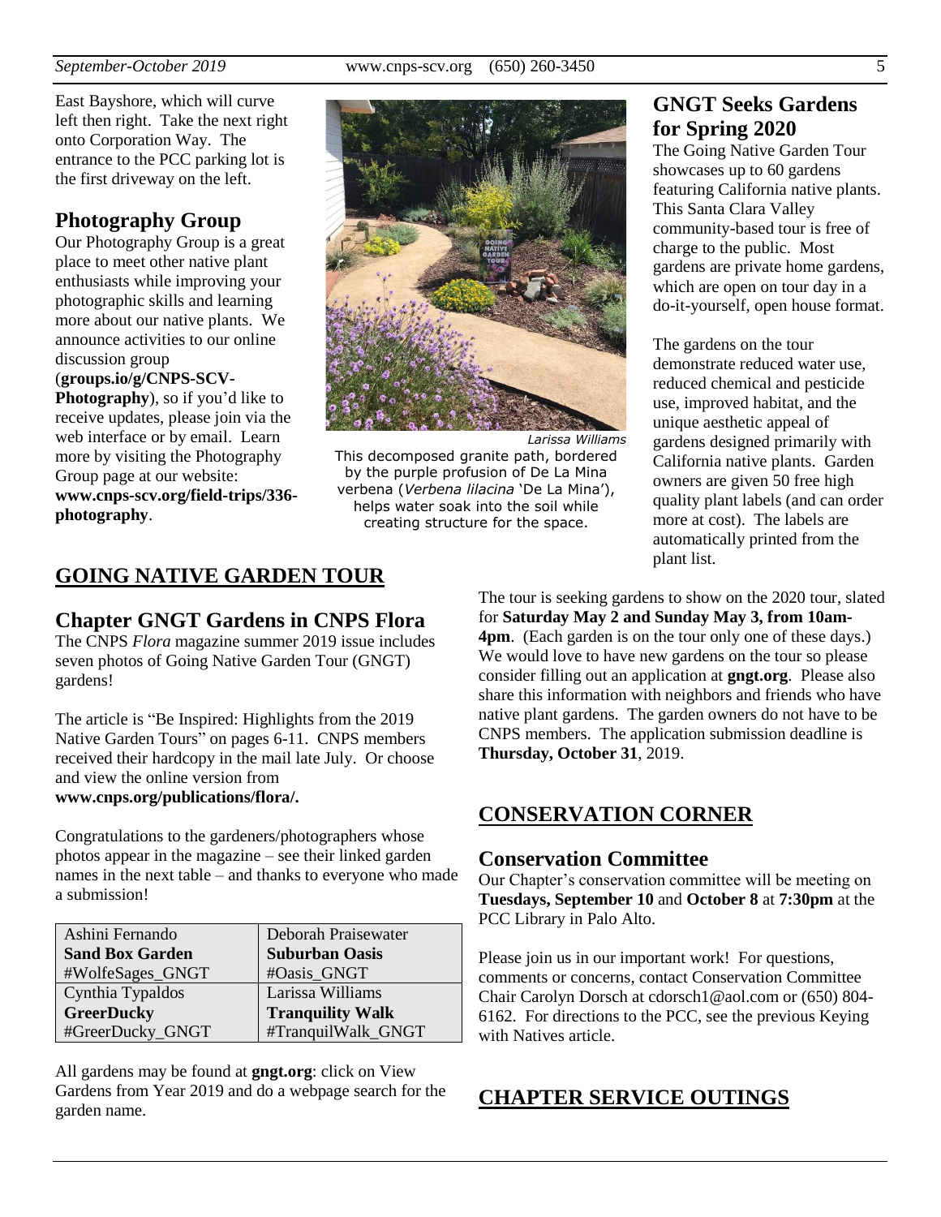East Bayshore, which will curve left then right. Take the next right onto Corporation Way. The entrance to the PCC parking lot is the first driveway on the left.

## Photography Group

Our Photography Group is a great place to meet other native plant enthusiasts while improving your photographic skills and learning more about our native plants. We announce activities to our online discussion group (**groups.io/g/CNPS-SCV-Photography**), so if you'd like to receive updates, please join via the web interface or by email. Learn more by visiting the Photography Group page at our website: **www.cnps-scv.org/field-trips/336-photography**.

*Larissa Williams*

This decomposed granite path, bordered by the purple profusion of De La Mina verbena (*Verbena lilacina* 'De La Mina'), helps water soak into the soil while creating structure for the space.

# GOING NATIVE GARDEN TOUR

## Chapter GNGT Gardens in CNPS Flora

The CNPS *Flora* magazine summer 2019 issue includes seven photos of Going Native Garden Tour (GNGT) gardens!

The article is "Be Inspired: Highlights from the 2019 Native Garden Tours" on pages 6-11. CNPS members received their hardcopy in the mail late July. Or choose and view the online version from **www.cnps.org/publications/flora/.**

Congratulations to the gardeners/photographers whose photos appear in the magazine – see their linked garden names in the next table – and thanks to everyone who made a submission!

| | |
|---|---|
| Ashini Fernando<br>**Sand Box Garden**<br>#WolfeSages_GNGT | Deborah Praisewater<br>**Suburban Oasis**<br>#Oasis_GNGT |
| Cynthia Typaldos<br>**GreerDucky**<br>#GreerDucky_GNGT | Larissa Williams<br>**Tranquility Walk**<br>#TranquilWalk_GNGT |

All gardens may be found at **gngt.org**: click on View Gardens from Year 2019 and do a webpage search for the garden name.

## GNGT Seeks Gardens for Spring 2020

The Going Native Garden Tour showcases up to 60 gardens featuring California native plants. This Santa Clara Valley community-based tour is free of charge to the public. Most gardens are private home gardens, which are open on tour day in a do-it-yourself, open house format.

The gardens on the tour demonstrate reduced water use, reduced chemical and pesticide use, improved habitat, and the unique aesthetic appeal of gardens designed primarily with California native plants. Garden owners are given 50 free high quality plant labels (and can order more at cost). The labels are automatically printed from the plant list.

The tour is seeking gardens to show on the 2020 tour, slated for **Saturday May 2 and Sunday May 3, from 10am-4pm**. (Each garden is on the tour only one of these days.) We would love to have new gardens on the tour so please consider filling out an application at **gngt.org**. Please also share this information with neighbors and friends who have native plant gardens. The garden owners do not have to be CNPS members. The application submission deadline is **Thursday, October 31**, 2019.

# CONSERVATION CORNER

## Conservation Committee

Our Chapter's conservation committee will be meeting on **Tuesdays, September 10** and **October 8** at **7:30pm** at the PCC Library in Palo Alto.

Please join us in our important work! For questions, comments or concerns, contact Conservation Committee Chair Carolyn Dorsch at cdorsch1@aol.com or (650) 804-6162. For directions to the PCC, see the previous Keying with Natives article.

# CHAPTER SERVICE OUTINGS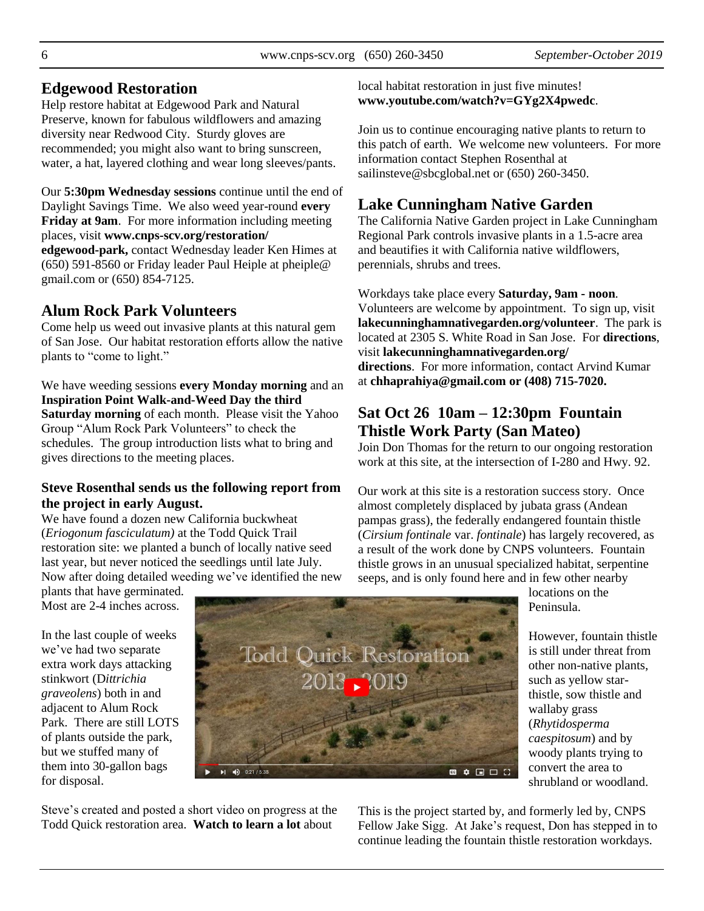## Edgewood Restoration

Help restore habitat at Edgewood Park and Natural Preserve, known for fabulous wildflowers and amazing diversity near Redwood City. Sturdy gloves are recommended; you might also want to bring sunscreen, water, a hat, layered clothing and wear long sleeves/pants.

Our **5:30pm Wednesday sessions** continue until the end of Daylight Savings Time. We also weed year-round **every Friday at 9am**. For more information including meeting places, visit **www.cnps-scv.org/restoration/edgewood-park,** contact Wednesday leader Ken Himes at (650) 591-8560 or Friday leader Paul Heiple at pheiple@gmail.com or (650) 854-7125.

## Alum Rock Park Volunteers

Come help us weed out invasive plants at this natural gem of San Jose. Our habitat restoration efforts allow the native plants to "come to light."

We have weeding sessions **every Monday morning** and an **Inspiration Point Walk-and-Weed Day the third Saturday morning** of each month. Please visit the Yahoo Group "Alum Rock Park Volunteers" to check the schedules. The group introduction lists what to bring and gives directions to the meeting places.

### Steve Rosenthal sends us the following report from the project in early August.

We have found a dozen new California buckwheat (*Eriogonum fasciculatum)* at the Todd Quick Trail restoration site: we planted a bunch of locally native seed last year, but never noticed the seedlings until late July. Now after doing detailed weeding we've identified the new plants that have germinated. Most are 2-4 inches across.

In the last couple of weeks we've had two separate extra work days attacking stinkwort (D*ittrichia graveolens*) both in and adjacent to Alum Rock Park. There are still LOTS of plants outside the park, but we stuffed many of them into 30-gallon bags for disposal.

Steve's created and posted a short video on progress at the Todd Quick restoration area. **Watch to learn a lot** about local habitat restoration in just five minutes! **www.youtube.com/watch?v=GYg2X4pwedc**.

Join us to continue encouraging native plants to return to this patch of earth. We welcome new volunteers. For more information contact Stephen Rosenthal at sailinsteve@sbcglobal.net or (650) 260-3450.

## Lake Cunningham Native Garden

The California Native Garden project in Lake Cunningham Regional Park controls invasive plants in a 1.5-acre area and beautifies it with California native wildflowers, perennials, shrubs and trees.

Workdays take place every **Saturday, 9am - noon**. Volunteers are welcome by appointment. To sign up, visit **lakecunninghamnativegarden.org/volunteer**. The park is located at 2305 S. White Road in San Jose. For **directions**, visit **lakecunninghamnativegarden.org/directions**. For more information, contact Arvind Kumar at **chhaprahiya@gmail.com or (408) 715-7020.**

## Sat Oct 26 10am – 12:30pm Fountain Thistle Work Party (San Mateo)

Join Don Thomas for the return to our ongoing restoration work at this site, at the intersection of I-280 and Hwy. 92.

Our work at this site is a restoration success story. Once almost completely displaced by jubata grass (Andean pampas grass), the federally endangered fountain thistle (*Cirsium fontinale* var. *fontinale*) has largely recovered, as a result of the work done by CNPS volunteers. Fountain thistle grows in an unusual specialized habitat, serpentine seeps, and is only found here and in few other nearby locations on the Peninsula.

However, fountain thistle is still under threat from other non-native plants, such as yellow star-thistle, sow thistle and wallaby grass (*Rhytidosperma caespitosum*) and by woody plants trying to convert the area to shrubland or woodland.

This is the project started by, and formerly led by, CNPS Fellow Jake Sigg. At Jake's request, Don has stepped in to continue leading the fountain thistle restoration workdays.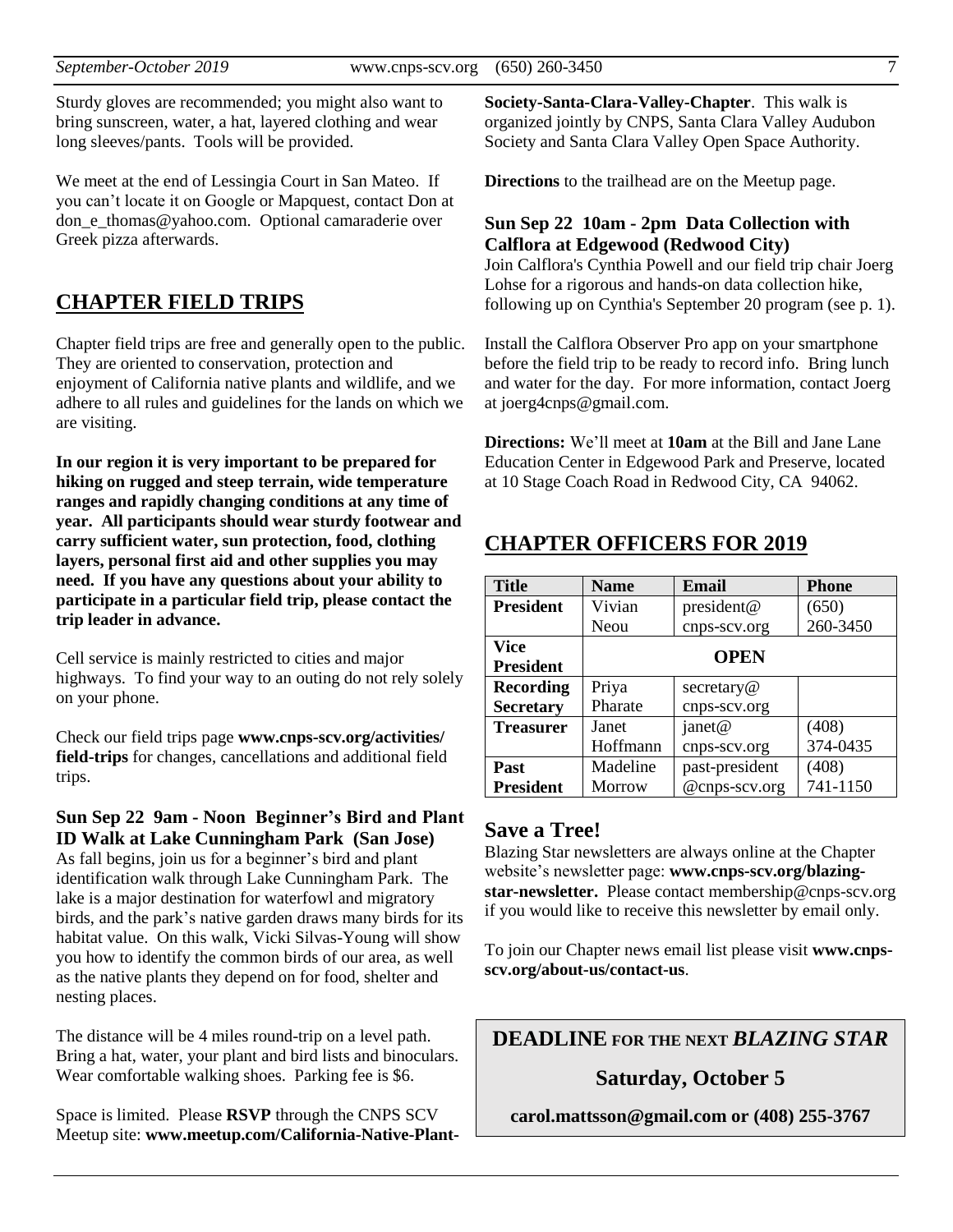Sturdy gloves are recommended; you might also want to bring sunscreen, water, a hat, layered clothing and wear long sleeves/pants. Tools will be provided.

We meet at the end of Lessingia Court in San Mateo. If you can't locate it on Google or Mapquest, contact Don at don_e_thomas@yahoo.com. Optional camaraderie over Greek pizza afterwards.

## CHAPTER FIELD TRIPS

Chapter field trips are free and generally open to the public. They are oriented to conservation, protection and enjoyment of California native plants and wildlife, and we adhere to all rules and guidelines for the lands on which we are visiting.

**In our region it is very important to be prepared for hiking on rugged and steep terrain, wide temperature ranges and rapidly changing conditions at any time of year. All participants should wear sturdy footwear and carry sufficient water, sun protection, food, clothing layers, personal first aid and other supplies you may need. If you have any questions about your ability to participate in a particular field trip, please contact the trip leader in advance.**

Cell service is mainly restricted to cities and major highways. To find your way to an outing do not rely solely on your phone.

Check our field trips page **www.cnps-scv.org/activities/field-trips** for changes, cancellations and additional field trips.

### Sun Sep 22 9am - Noon Beginner's Bird and Plant ID Walk at Lake Cunningham Park (San Jose)

As fall begins, join us for a beginner's bird and plant identification walk through Lake Cunningham Park. The lake is a major destination for waterfowl and migratory birds, and the park's native garden draws many birds for its habitat value. On this walk, Vicki Silvas-Young will show you how to identify the common birds of our area, as well as the native plants they depend on for food, shelter and nesting places.

The distance will be 4 miles round-trip on a level path. Bring a hat, water, your plant and bird lists and binoculars. Wear comfortable walking shoes. Parking fee is $6.

Space is limited. Please **RSVP** through the CNPS SCV Meetup site: **www.meetup.com/California-Native-Plant-Society-Santa-Clara-Valley-Chapter**. This walk is organized jointly by CNPS, Santa Clara Valley Audubon Society and Santa Clara Valley Open Space Authority.

**Directions** to the trailhead are on the Meetup page.

### Sun Sep 22 10am - 2pm Data Collection with Calflora at Edgewood (Redwood City)

Join Calflora's Cynthia Powell and our field trip chair Joerg Lohse for a rigorous and hands-on data collection hike, following up on Cynthia's September 20 program (see p. 1).

Install the Calflora Observer Pro app on your smartphone before the field trip to be ready to record info. Bring lunch and water for the day. For more information, contact Joerg at joerg4cnps@gmail.com.

**Directions:** We'll meet at **10am** at the Bill and Jane Lane Education Center in Edgewood Park and Preserve, located at 10 Stage Coach Road in Redwood City, CA 94062.

## CHAPTER OFFICERS FOR 2019

| Title | Name | Email | Phone |
|---|---|---|---|
| **President** | Vivian Neou | president@cnps-scv.org | (650) 260-3450 |
| **Vice President** | **OPEN** | | |
| **Recording Secretary** | Priya Pharate | secretary@cnps-scv.org | |
| **Treasurer** | Janet Hoffmann | janet@cnps-scv.org | (408) 374-0435 |
| **Past President** | Madeline Morrow | past-president@cnps-scv.org | (408) 741-1150 |

### Save a Tree!

Blazing Star newsletters are always online at the Chapter website's newsletter page: **www.cnps-scv.org/blazing-star-newsletter.** Please contact membership@cnps-scv.org if you would like to receive this newsletter by email only.

To join our Chapter news email list please visit **www.cnps-scv.org/about-us/contact-us**.

**DEADLINE FOR THE NEXT *BLAZING STAR***

**Saturday, October 5**

**carol.mattsson@gmail.com or (408) 255-3767**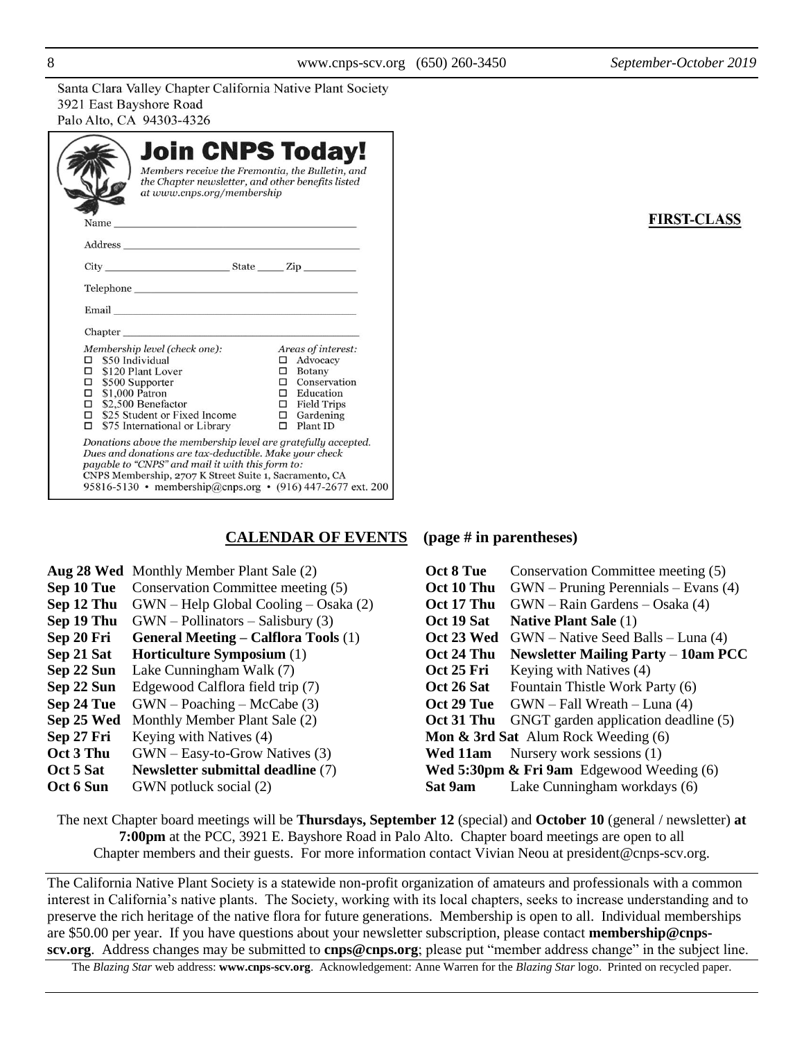Santa Clara Valley Chapter California Native Plant Society
3921 East Bayshore Road
Palo Alto, CA 94303-4326

**FIRST-CLASS**

## Join CNPS Today!

*Members receive the Fremontia, the Bulletin, and the Chapter newsletter, and other benefits listed at www.cnps.org/membership*

Name \_\_\_\_\_\_\_\_\_\_\_\_\_\_\_\_\_\_\_\_\_\_\_\_\_\_\_\_\_\_\_\_\_\_

Address \_\_\_\_\_\_\_\_\_\_\_\_\_\_\_\_\_\_\_\_\_\_\_\_\_\_\_\_\_\_\_\_\_\_

City \_\_\_\_\_\_\_\_\_\_\_\_\_\_\_\_\_\_ State \_\_\_\_ Zip \_\_\_\_\_\_\_\_

Telephone \_\_\_\_\_\_\_\_\_\_\_\_\_\_\_\_\_\_\_\_\_\_\_\_\_\_\_\_\_\_\_\_\_\_

Email \_\_\_\_\_\_\_\_\_\_\_\_\_\_\_\_\_\_\_\_\_\_\_\_\_\_\_\_\_\_\_\_\_\_

Chapter \_\_\_\_\_\_\_\_\_\_\_\_\_\_\_\_\_\_\_\_\_\_\_\_\_\_\_\_\_\_\_\_\_\_

*Membership level (check one):*
- ☐ \$50 Individual
- ☐ \$120 Plant Lover
- ☐ \$500 Supporter
- ☐ \$1,000 Patron
- ☐ \$2,500 Benefactor
- ☐ \$25 Student or Fixed Income
- ☐ \$75 International or Library

*Areas of interest:*
- ☐ Advocacy
- ☐ Botany
- ☐ Conservation
- ☐ Education
- ☐ Field Trips
- ☐ Gardening
- ☐ Plant ID

*Donations above the membership level are gratefully accepted. Dues and donations are tax-deductible. Make your check payable to "CNPS" and mail it with this form to:*
CNPS Membership, 2707 K Street Suite 1, Sacramento, CA 95816-5130 • membership@cnps.org • (916) 447-2677 ext. 200

## CALENDAR OF EVENTS (page # in parentheses)

| | |
|---|---|
| **Aug 28 Wed** | Monthly Member Plant Sale (2) |
| **Sep 10 Tue** | Conservation Committee meeting (5) |
| **Sep 12 Thu** | GWN – Help Global Cooling – Osaka (2) |
| **Sep 19 Thu** | GWN – Pollinators – Salisbury (3) |
| **Sep 20 Fri** | **General Meeting – Calflora Tools** (1) |
| **Sep 21 Sat** | **Horticulture Symposium** (1) |
| **Sep 22 Sun** | Lake Cunningham Walk (7) |
| **Sep 22 Sun** | Edgewood Calflora field trip (7) |
| **Sep 24 Tue** | GWN – Poaching – McCabe (3) |
| **Sep 25 Wed** | Monthly Member Plant Sale (2) |
| **Sep 27 Fri** | Keying with Natives (4) |
| **Oct 3 Thu** | GWN – Easy-to-Grow Natives (3) |
| **Oct 5 Sat** | **Newsletter submittal deadline** (7) |
| **Oct 6 Sun** | GWN potluck social (2) |
| **Oct 8 Tue** | Conservation Committee meeting (5) |
| **Oct 10 Thu** | GWN – Pruning Perennials – Evans (4) |
| **Oct 17 Thu** | GWN – Rain Gardens – Osaka (4) |
| **Oct 19 Sat** | **Native Plant Sale** (1) |
| **Oct 23 Wed** | GWN – Native Seed Balls – Luna (4) |
| **Oct 24 Thu** | **Newsletter Mailing Party – 10am PCC** |
| **Oct 25 Fri** | Keying with Natives (4) |
| **Oct 26 Sat** | Fountain Thistle Work Party (6) |
| **Oct 29 Tue** | GWN – Fall Wreath – Luna (4) |
| **Oct 31 Thu** | GNGT garden application deadline (5) |
| **Mon & 3rd Sat** | Alum Rock Weeding (6) |
| **Wed 11am** | Nursery work sessions (1) |
| **Wed 5:30pm & Fri 9am** | Edgewood Weeding (6) |
| **Sat 9am** | Lake Cunningham workdays (6) |

The next Chapter board meetings will be **Thursdays, September 12** (special) and **October 10** (general / newsletter) **at 7:00pm** at the PCC, 3921 E. Bayshore Road in Palo Alto. Chapter board meetings are open to all Chapter members and their guests. For more information contact Vivian Neou at president@cnps-scv.org.

The California Native Plant Society is a statewide non-profit organization of amateurs and professionals with a common interest in California's native plants. The Society, working with its local chapters, seeks to increase understanding and to preserve the rich heritage of the native flora for future generations. Membership is open to all. Individual memberships are \$50.00 per year. If you have questions about your newsletter subscription, please contact **membership@cnps-scv.org**. Address changes may be submitted to **cnps@cnps.org**; please put "member address change" in the subject line.

The *Blazing Star* web address: **www.cnps-scv.org**. Acknowledgement: Anne Warren for the *Blazing Star* logo. Printed on recycled paper.